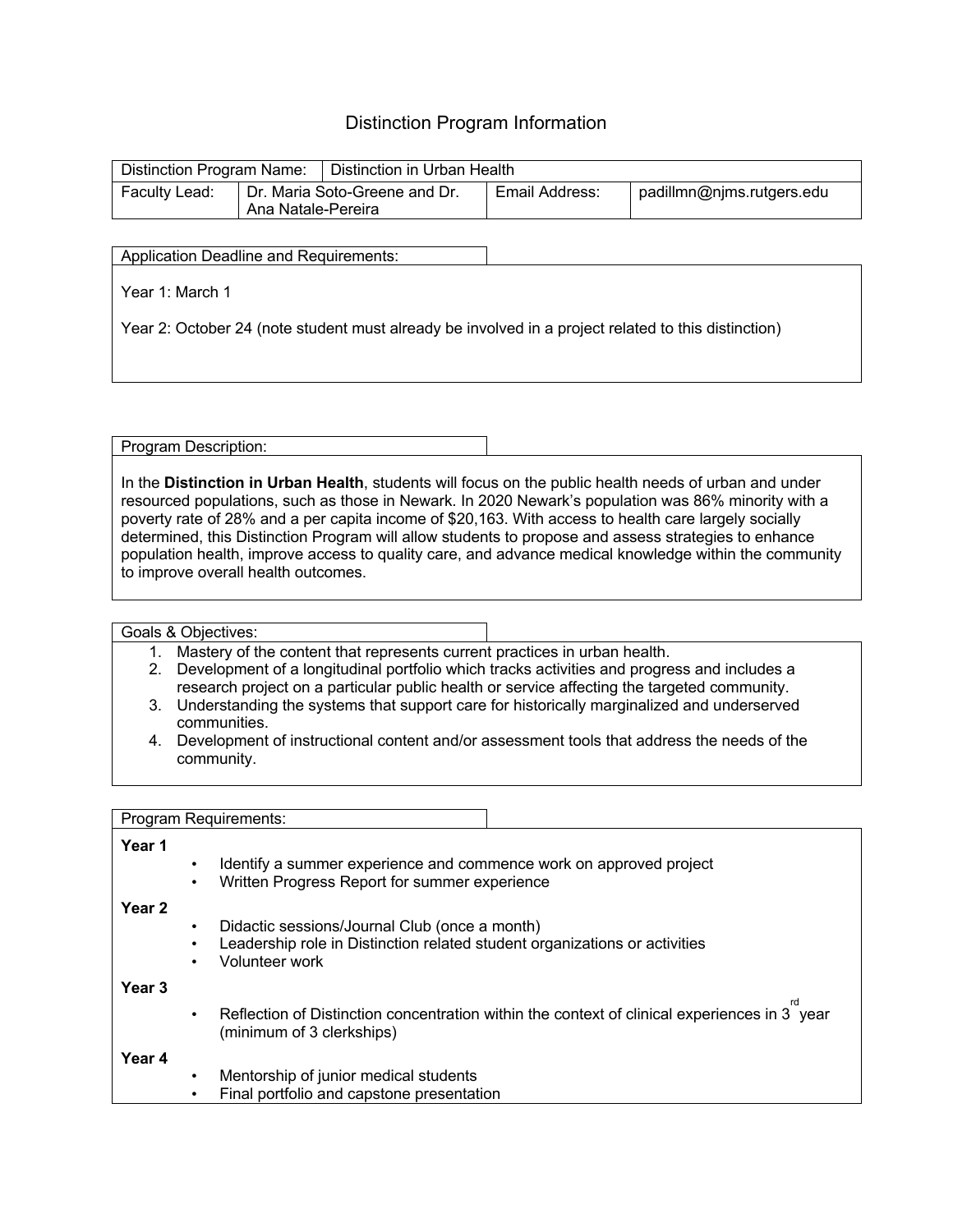# Distinction Program Information

| Distinction Program Name: | Distinction in Urban Health | | |
|---|---|---|---|
| Faculty Lead: | Dr. Maria Soto-Greene and Dr. Ana Natale-Pereira | Email Address: | padillmn@njms.rutgers.edu |

## Application Deadline and Requirements:

Year 1: March 1

Year 2: October 24 (note student must already be involved in a project related to this distinction)

## Program Description:

In the **Distinction in Urban Health**, students will focus on the public health needs of urban and under resourced populations, such as those in Newark. In 2020 Newark's population was 86% minority with a poverty rate of 28% and a per capita income of $20,163. With access to health care largely socially determined, this Distinction Program will allow students to propose and assess strategies to enhance population health, improve access to quality care, and advance medical knowledge within the community to improve overall health outcomes.

## Goals & Objectives:

1. Mastery of the content that represents current practices in urban health.
2. Development of a longitudinal portfolio which tracks activities and progress and includes a research project on a particular public health or service affecting the targeted community.
3. Understanding the systems that support care for historically marginalized and underserved communities.
4. Development of instructional content and/or assessment tools that address the needs of the community.

## Program Requirements:

**Year 1**

- Identify a summer experience and commence work on approved project
- Written Progress Report for summer experience

**Year 2**

- Didactic sessions/Journal Club (once a month)
- Leadership role in Distinction related student organizations or activities
- Volunteer work

**Year 3**

- Reflection of Distinction concentration within the context of clinical experiences in 3rd year (minimum of 3 clerkships)

**Year 4**

- Mentorship of junior medical students
- Final portfolio and capstone presentation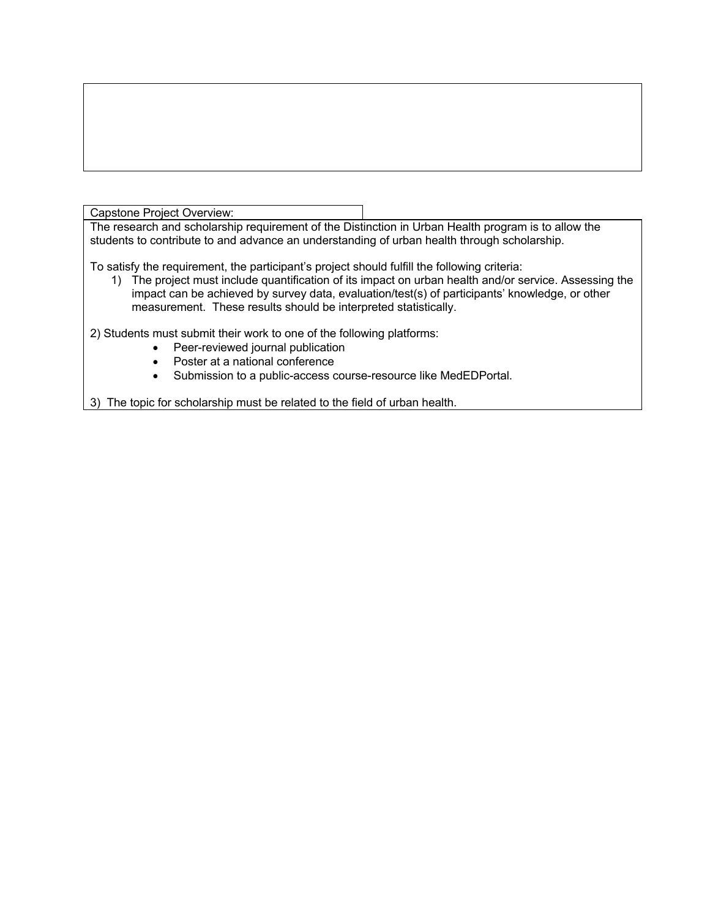## Capstone Project Overview:

The research and scholarship requirement of the Distinction in Urban Health program is to allow the students to contribute to and advance an understanding of urban health through scholarship.

To satisfy the requirement, the participant's project should fulfill the following criteria:

1) The project must include quantification of its impact on urban health and/or service. Assessing the impact can be achieved by survey data, evaluation/test(s) of participants' knowledge, or other measurement. These results should be interpreted statistically.

2) Students must submit their work to one of the following platforms:
   - Peer-reviewed journal publication
   - Poster at a national conference
   - Submission to a public-access course-resource like MedEDPortal.

3) The topic for scholarship must be related to the field of urban health.